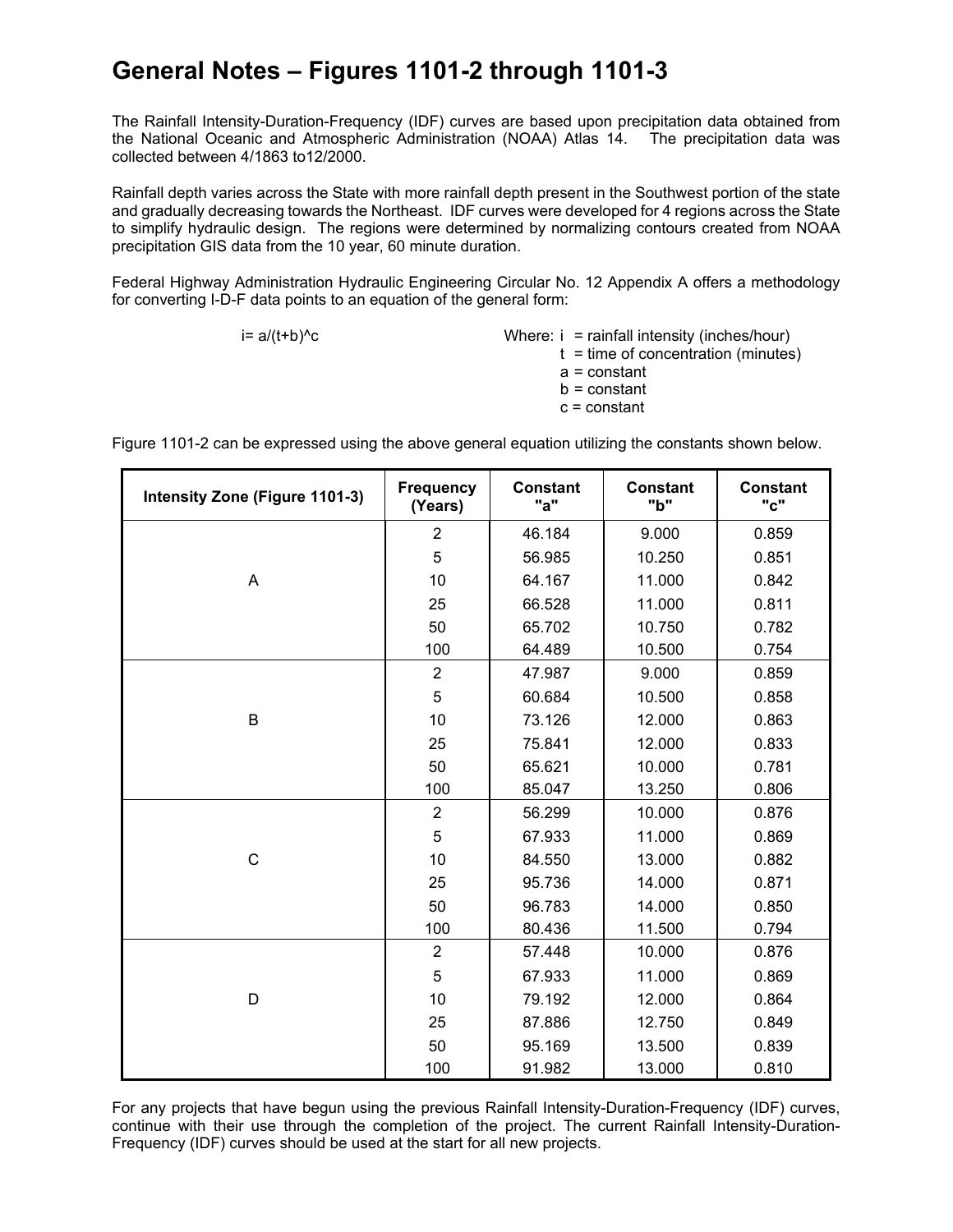# General Notes – Figures 1101-2 through 1101-3

The Rainfall Intensity-Duration-Frequency (IDF) curves are based upon precipitation data obtained from the National Oceanic and Atmospheric Administration (NOAA) Atlas 14. The precipitation data was collected between 4/1863 to12/2000.

Rainfall depth varies across the State with more rainfall depth present in the Southwest portion of the state and gradually decreasing towards the Northeast. IDF curves were developed for 4 regions across the State to simplify hydraulic design. The regions were determined by normalizing contours created from NOAA precipitation GIS data from the 10 year, 60 minute duration.

Federal Highway Administration Hydraulic Engineering Circular No. 12 Appendix A offers a methodology for converting I-D-F data points to an equation of the general form:

$$i = a/(t+b)^c$$

Where:
- $i$ = rainfall intensity (inches/hour)
- $t$ = time of concentration (minutes)
- $a$ = constant
- $b$ = constant
- $c$ = constant

Figure 1101-2 can be expressed using the above general equation utilizing the constants shown below.

| Intensity Zone (Figure 1101-3) | Frequency (Years) | Constant "a" | Constant "b" | Constant "c" |
|---|---|---|---|---|
| A | 2 | 46.184 | 9.000 | 0.859 |
| | 5 | 56.985 | 10.250 | 0.851 |
| | 10 | 64.167 | 11.000 | 0.842 |
| | 25 | 66.528 | 11.000 | 0.811 |
| | 50 | 65.702 | 10.750 | 0.782 |
| | 100 | 64.489 | 10.500 | 0.754 |
| B | 2 | 47.987 | 9.000 | 0.859 |
| | 5 | 60.684 | 10.500 | 0.858 |
| | 10 | 73.126 | 12.000 | 0.863 |
| | 25 | 75.841 | 12.000 | 0.833 |
| | 50 | 65.621 | 10.000 | 0.781 |
| | 100 | 85.047 | 13.250 | 0.806 |
| C | 2 | 56.299 | 10.000 | 0.876 |
| | 5 | 67.933 | 11.000 | 0.869 |
| | 10 | 84.550 | 13.000 | 0.882 |
| | 25 | 95.736 | 14.000 | 0.871 |
| | 50 | 96.783 | 14.000 | 0.850 |
| | 100 | 80.436 | 11.500 | 0.794 |
| D | 2 | 57.448 | 10.000 | 0.876 |
| | 5 | 67.933 | 11.000 | 0.869 |
| | 10 | 79.192 | 12.000 | 0.864 |
| | 25 | 87.886 | 12.750 | 0.849 |
| | 50 | 95.169 | 13.500 | 0.839 |
| | 100 | 91.982 | 13.000 | 0.810 |

For any projects that have begun using the previous Rainfall Intensity-Duration-Frequency (IDF) curves, continue with their use through the completion of the project. The current Rainfall Intensity-Duration-Frequency (IDF) curves should be used at the start for all new projects.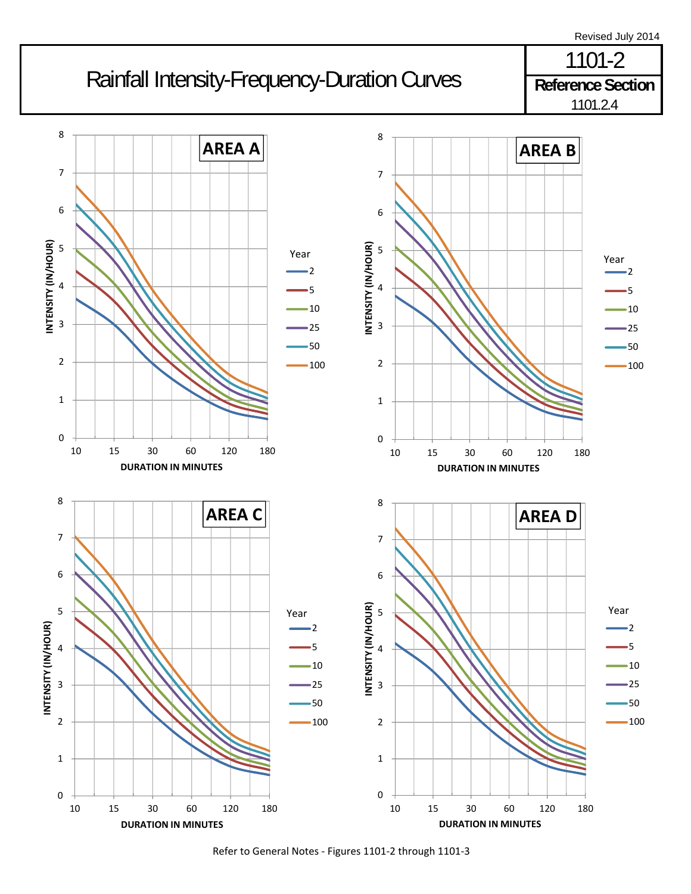Revised July 2014

# Rainfall Intensity-Frequency-Duration Curves

**1101-2**

**Reference Section** 1101.2.4

**AREA A**

INTENSITY (IN/HOUR) vs. DURATION IN MINUTES (10, 15, 30, 60, 120, 180)

Year: 2, 5, 10, 25, 50, 100

**AREA B**

INTENSITY (IN/HOUR) vs. DURATION IN MINUTES (10, 15, 30, 60, 120, 180)

Year: 2, 5, 10, 25, 50, 100

**AREA C**

INTENSITY (IN/HOUR) vs. DURATION IN MINUTES (10, 15, 30, 60, 120, 180)

Year: 2, 5, 10, 25, 50, 100

**AREA D**

INTENSITY (IN/HOUR) vs. DURATION IN MINUTES (10, 15, 30, 60, 120, 180)

Year: 2, 5, 10, 25, 50, 100

Refer to General Notes - Figures 1101-2 through 1101-3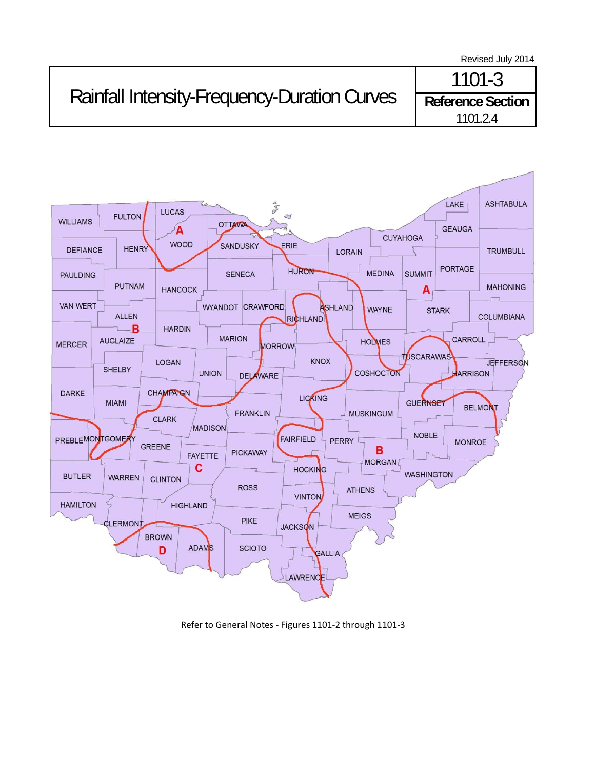Revised July 2014

# Rainfall Intensity-Frequency-Duration Curves

**1101-3**

**Reference Section**
1101.2.4

WILLIAMS
FULTON
LUCAS
OTTAWA
A
WOOD
HENRY
DEFIANCE
SANDUSKY
ERIE
LORAIN
CUYAHOGA
LAKE
GEAUGA
ASHTABULA
TRUMBULL
PAULDING
PUTNAM
HANCOCK
SENECA
HURON
MEDINA
SUMMIT
PORTAGE
A
MAHONING
VAN WERT
ALLEN
B
WYANDOT
CRAWFORD
RICHLAND
ASHLAND
WAYNE
STARK
COLUMBIANA
MERCER
AUGLAIZE
HARDIN
MARION
MORROW
HOLMES
CARROLL
TUSCARAWAS
SHELBY
LOGAN
UNION
DELAWARE
KNOX
COSHOCTON
HARRISON
JEFFERSON
DARKE
MIAMI
CHAMPAIGN
LICKING
GUERNSEY
BELMONT
CLARK
FRANKLIN
MUSKINGUM
MADISON
PREBLE
MONTGOMERY
GREENE
FAIRFIELD
PERRY
NOBLE
MONROE
B
MORGAN
FAYETTE
PICKAWAY
C
HOCKING
WASHINGTON
BUTLER
WARREN
CLINTON
ROSS
ATHENS
VINTON
HAMILTON
HIGHLAND
PIKE
MEIGS
CLERMONT
JACKSON
BROWN
D
ADAMS
SCIOTO
GALLIA
LAWRENCE

Refer to General Notes - Figures 1101-2 through 1101-3